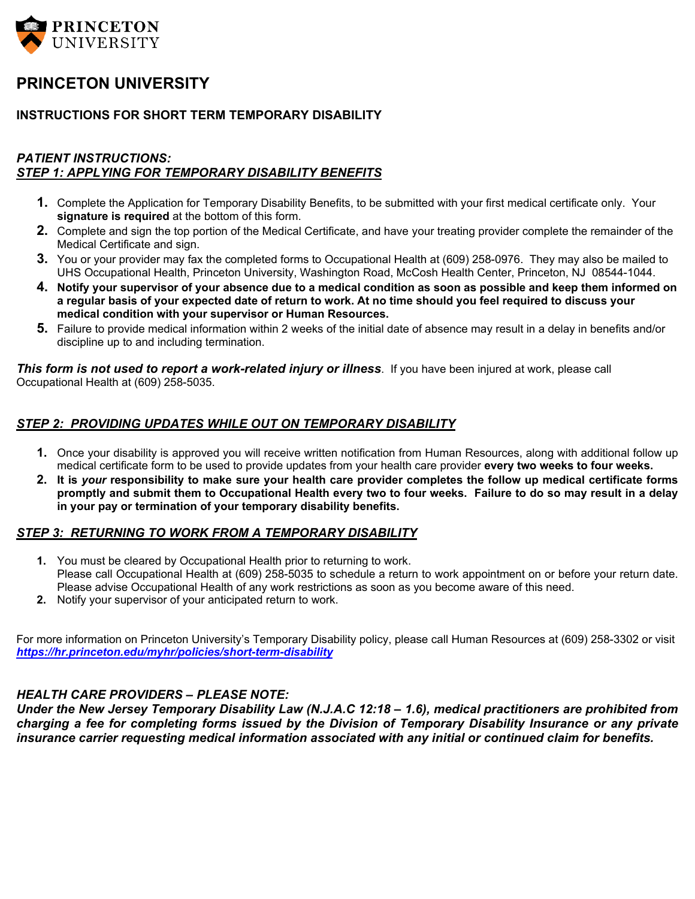PRINCETON UNIVERSITY

# PRINCETON UNIVERSITY

## INSTRUCTIONS FOR SHORT TERM TEMPORARY DISABILITY

***PATIENT INSTRUCTIONS:***
***STEP 1: APPLYING FOR TEMPORARY DISABILITY BENEFITS***

1. Complete the Application for Temporary Disability Benefits, to be submitted with your first medical certificate only. Your **signature is required** at the bottom of this form.
2. Complete and sign the top portion of the Medical Certificate, and have your treating provider complete the remainder of the Medical Certificate and sign.
3. You or your provider may fax the completed forms to Occupational Health at (609) 258-0976. They may also be mailed to UHS Occupational Health, Princeton University, Washington Road, McCosh Health Center, Princeton, NJ 08544-1044.
4. **Notify your supervisor of your absence due to a medical condition as soon as possible and keep them informed on a regular basis of your expected date of return to work. At no time should you feel required to discuss your medical condition with your supervisor or Human Resources.**
5. Failure to provide medical information within 2 weeks of the initial date of absence may result in a delay in benefits and/or discipline up to and including termination.

***This form is not used to report a work-related injury or illness***. If you have been injured at work, please call Occupational Health at (609) 258-5035.

***STEP 2: PROVIDING UPDATES WHILE OUT ON TEMPORARY DISABILITY***

1. Once your disability is approved you will receive written notification from Human Resources, along with additional follow up medical certificate form to be used to provide updates from your health care provider **every two weeks to four weeks.**
2. **It is *your* responsibility to make sure your health care provider completes the follow up medical certificate forms promptly and submit them to Occupational Health every two to four weeks. Failure to do so may result in a delay in your pay or termination of your temporary disability benefits.**

***STEP 3: RETURNING TO WORK FROM A TEMPORARY DISABILITY***

1. You must be cleared by Occupational Health prior to returning to work.
   Please call Occupational Health at (609) 258-5035 to schedule a return to work appointment on or before your return date. Please advise Occupational Health of any work restrictions as soon as you become aware of this need.
2. Notify your supervisor of your anticipated return to work.

For more information on Princeton University's Temporary Disability policy, please call Human Resources at (609) 258-3302 or visit ***https://hr.princeton.edu/myhr/policies/short-term-disability***

***HEALTH CARE PROVIDERS – PLEASE NOTE:***
***Under the New Jersey Temporary Disability Law (N.J.A.C 12:18 – 1.6), medical practitioners are prohibited from charging a fee for completing forms issued by the Division of Temporary Disability Insurance or any private insurance carrier requesting medical information associated with any initial or continued claim for benefits.***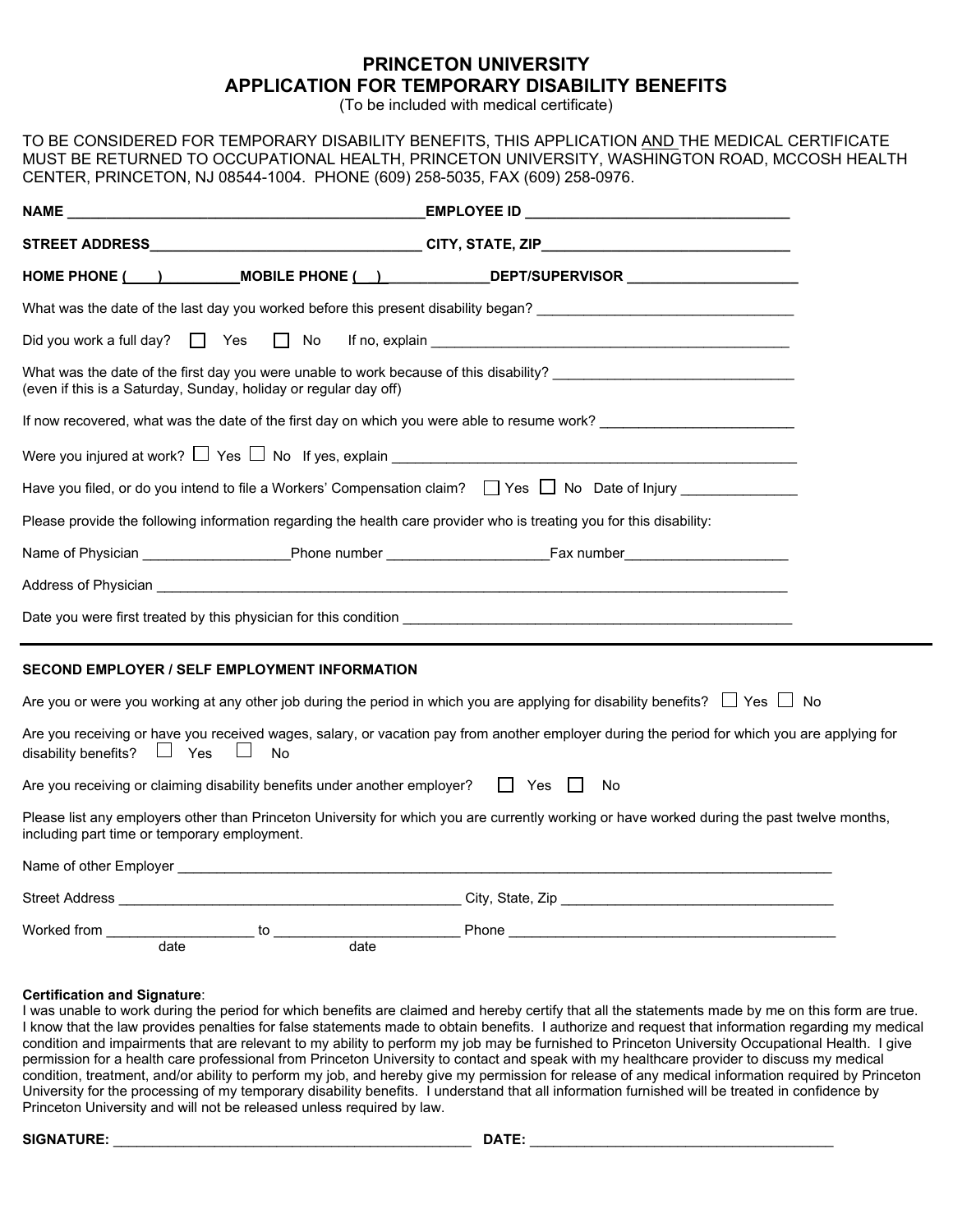# PRINCETON UNIVERSITY
# APPLICATION FOR TEMPORARY DISABILITY BENEFITS

(To be included with medical certificate)

TO BE CONSIDERED FOR TEMPORARY DISABILITY BENEFITS, THIS APPLICATION AND THE MEDICAL CERTIFICATE MUST BE RETURNED TO OCCUPATIONAL HEALTH, PRINCETON UNIVERSITY, WASHINGTON ROAD, MCCOSH HEALTH CENTER, PRINCETON, NJ 08544-1004. PHONE (609) 258-5035, FAX (609) 258-0976.

**NAME** ______________________________________________ **EMPLOYEE ID** _________________________________

**STREET ADDRESS** __________________________________ **CITY, STATE, ZIP** _______________________________

**HOME PHONE** (____) __________ **MOBILE PHONE** (___) _____________ **DEPT/SUPERVISOR** _____________________

What was the date of the last day you worked before this present disability began? _________________________________

Did you work a full day? ☐ Yes ☐ No If no, explain _______________________________________________

What was the date of the first day you were unable to work because of this disability? _______________________________
(even if this is a Saturday, Sunday, holiday or regular day off)

If now recovered, what was the date of the first day on which you were able to resume work? _________________________

Were you injured at work? ☐ Yes ☐ No If yes, explain _____________________________________________________

Have you filed, or do you intend to file a Workers' Compensation claim? ☐ Yes ☐ No Date of Injury _______________

Please provide the following information regarding the health care provider who is treating you for this disability:

Name of Physician ___________________ Phone number ____________________ Fax number _____________________

Address of Physician ____________________________________________________________________________________

Date you were first treated by this physician for this condition ___________________________________________________

---

**SECOND EMPLOYER / SELF EMPLOYMENT INFORMATION**

Are you or were you working at any other job during the period in which you are applying for disability benefits? ☐ Yes ☐ No

Are you receiving or have you received wages, salary, or vacation pay from another employer during the period for which you are applying for disability benefits? ☐ Yes ☐ No

Are you receiving or claiming disability benefits under another employer? ☐ Yes ☐ No

Please list any employers other than Princeton University for which you are currently working or have worked during the past twelve months, including part time or temporary employment.

Name of other Employer ________________________________________________________________________________

Street Address ___________________________________________ City, State, Zip ___________________________________

Worked from __________________ to _______________________ Phone ___________________________________________
date date

**Certification and Signature**:
I was unable to work during the period for which benefits are claimed and hereby certify that all the statements made by me on this form are true. I know that the law provides penalties for false statements made to obtain benefits. I authorize and request that information regarding my medical condition and impairments that are relevant to my ability to perform my job may be furnished to Princeton University Occupational Health. I give permission for a health care professional from Princeton University to contact and speak with my healthcare provider to discuss my medical condition, treatment, and/or ability to perform my job, and hereby give my permission for release of any medical information required by Princeton University for the processing of my temporary disability benefits. I understand that all information furnished will be treated in confidence by Princeton University and will not be released unless required by law.

**SIGNATURE:** _______________________________________________ **DATE:** _______________________________________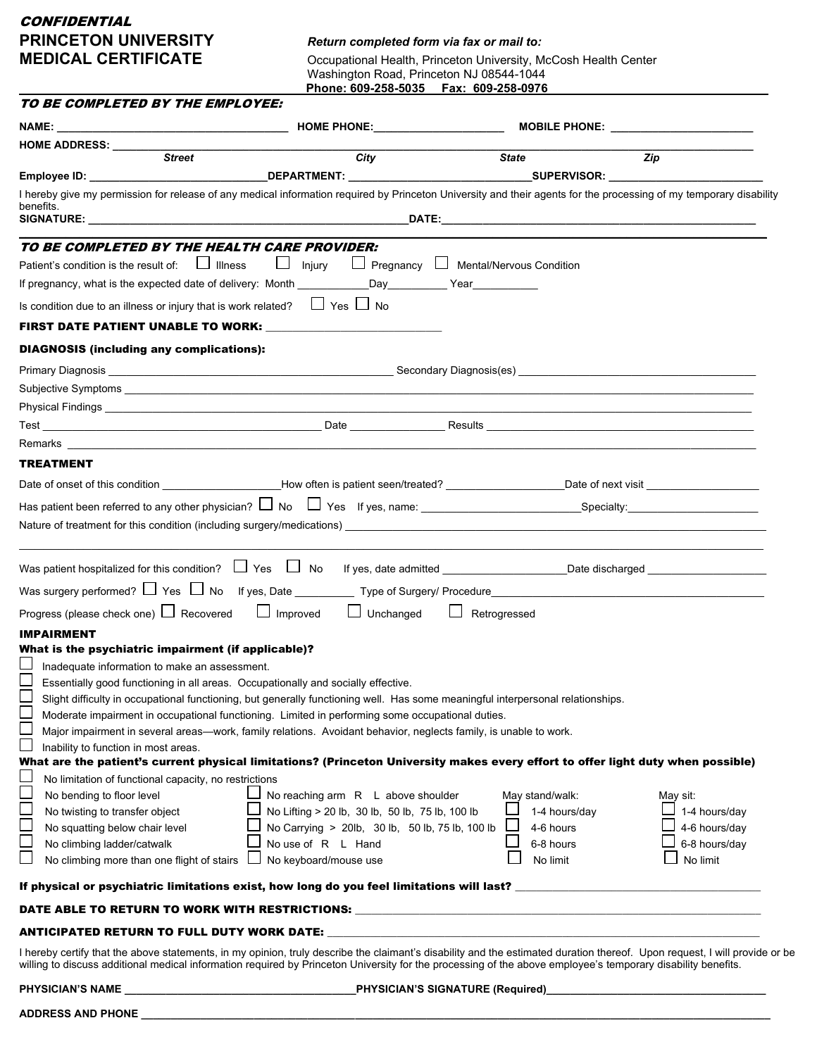***CONFIDENTIAL***

**PRINCETON UNIVERSITY MEDICAL CERTIFICATE**

***Return completed form via fax or mail to:***

Occupational Health, Princeton University, McCosh Health Center
Washington Road, Princeton NJ 08544-1044
**Phone: 609-258-5035 Fax: 609-258-0976**

## *TO BE COMPLETED BY THE EMPLOYEE:*

**NAME:** ______________________ **HOME PHONE:** ______________ **MOBILE PHONE:** ______________

**HOME ADDRESS:** ______________________________________________

*Street* *City* *State* *Zip*

**Employee ID:** ______________ **DEPARTMENT:** ______________ **SUPERVISOR:** ______________

I hereby give my permission for release of any medical information required by Princeton University and their agents for the processing of my temporary disability benefits.

**SIGNATURE:** ______________________________ **DATE:** ______________________________

## *TO BE COMPLETED BY THE HEALTH CARE PROVIDER:*

Patient's condition is the result of: ☐ Illness ☐ Injury ☐ Pregnancy ☐ Mental/Nervous Condition

If pregnancy, what is the expected date of delivery: Month __________ Day _________ Year __________

Is condition due to an illness or injury that is work related? ☐ Yes ☐ No

**FIRST DATE PATIENT UNABLE TO WORK:** ______________________

**DIAGNOSIS (including any complications):**

Primary Diagnosis ______________________ Secondary Diagnosis(es) ______________________

Subjective Symptoms ______________________________________________

Physical Findings ______________________________________________

Test ______________________ Date ______________ Results ______________________

Remarks ______________________________________________

**TREATMENT**

Date of onset of this condition ______________ How often is patient seen/treated? ______________ Date of next visit ______________

Has patient been referred to any other physician? ☐ No ☐ Yes If yes, name: ______________ Specialty: ______________

Nature of treatment for this condition (including surgery/medications) ______________________________________________

______________________________________________

Was patient hospitalized for this condition? ☐ Yes ☐ No If yes, date admitted ______________ Date discharged ______________

Was surgery performed? ☐ Yes ☐ No If yes, Date __________ Type of Surgery/ Procedure ______________________

Progress (please check one) ☐ Recovered ☐ Improved ☐ Unchanged ☐ Retrogressed

**IMPAIRMENT**

**What is the psychiatric impairment (if applicable)?**

- ☐ Inadequate information to make an assessment.
- ☐ Essentially good functioning in all areas. Occupationally and socially effective.
- ☐ Slight difficulty in occupational functioning, but generally functioning well. Has some meaningful interpersonal relationships.
- ☐ Moderate impairment in occupational functioning. Limited in performing some occupational duties.
- ☐ Major impairment in several areas—work, family relations. Avoidant behavior, neglects family, is unable to work.
- ☐ Inability to function in most areas.

**What are the patient's current physical limitations? (Princeton University makes every effort to offer light duty when possible)**

☐ No limitation of functional capacity, no restrictions

| | | May stand/walk: | May sit: |
|---|---|---|---|
| ☐ No bending to floor level | ☐ No reaching arm R L above shoulder | | |
| ☐ No twisting to transfer object | ☐ No Lifting > 20 lb, 30 lb, 50 lb, 75 lb, 100 lb | ☐ 1-4 hours/day | ☐ 1-4 hours/day |
| ☐ No squatting below chair level | ☐ No Carrying > 20lb, 30 lb, 50 lb, 75 lb, 100 lb | ☐ 4-6 hours | ☐ 4-6 hours/day |
| ☐ No climbing ladder/catwalk | ☐ No use of R L Hand | ☐ 6-8 hours | ☐ 6-8 hours/day |
| ☐ No climbing more than one flight of stairs | ☐ No keyboard/mouse use | ☐ No limit | ☐ No limit |

**If physical or psychiatric limitations exist, how long do you feel limitations will last?** ______________________

**DATE ABLE TO RETURN TO WORK WITH RESTRICTIONS:** ______________________

**ANTICIPATED RETURN TO FULL DUTY WORK DATE:** ______________________

I hereby certify that the above statements, in my opinion, truly describe the claimant's disability and the estimated duration thereof. Upon request, I will provide or be willing to discuss additional medical information required by Princeton University for the processing of the above employee's temporary disability benefits.

**PHYSICIAN'S NAME** ______________________ **PHYSICIAN'S SIGNATURE (Required)** ______________________

**ADDRESS AND PHONE** ______________________________________________